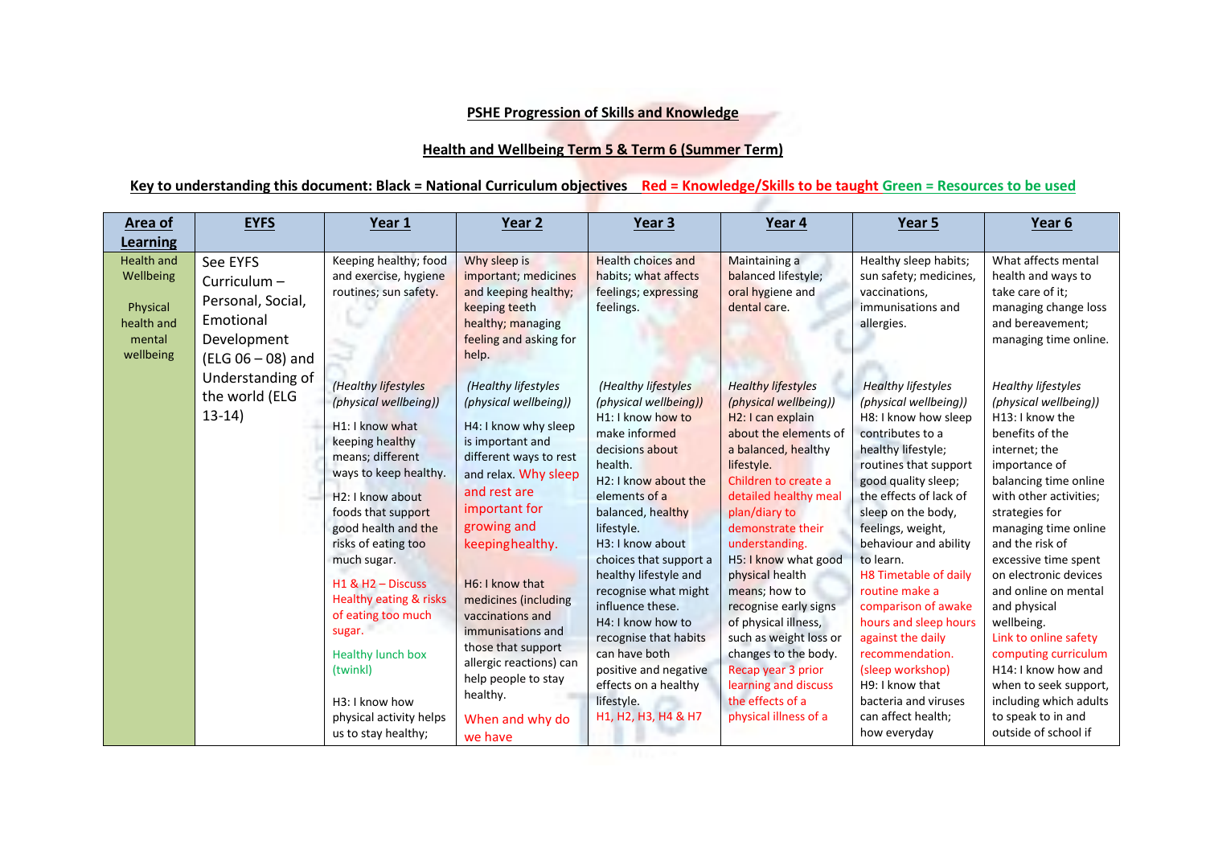**PSHE Progression of Skills and Knowledge**

**Health and Wellbeing Term 5 & Term 6 (Summer Term)**

**Key to understanding this document: Black = National Curriculum objectives Red = Knowledge/Skills to be taught Green = Resources to be used**

| Area of Learning | EYFS | Year 1 | Year 2 | Year 3 | Year 4 | Year 5 | Year 6 |
|---|---|---|---|---|---|---|---|
| Health and Wellbeing<br><br>Physical health and mental wellbeing | See EYFS Curriculum – Personal, Social, Emotional Development (ELG 06 – 08) and Understanding of the world (ELG 13-14) | Keeping healthy; food and exercise, hygiene routines; sun safety.<br><br>*(Healthy lifestyles (physical wellbeing))*<br>H1: I know what keeping healthy means; different ways to keep healthy.<br>H2: I know about foods that support good health and the risks of eating too much sugar.<br>H1 & H2 – Discuss Healthy eating & risks of eating too much sugar.<br>Healthy lunch box (twinkl)<br><br>H3: I know how physical activity helps us to stay healthy; | Why sleep is important; medicines and keeping healthy; keeping teeth healthy; managing feeling and asking for help.<br><br>*(Healthy lifestyles (physical wellbeing))*<br>H4: I know why sleep is important and different ways to rest and relax. Why sleep and rest are important for growing and keepinghealthy.<br><br>H6: I know that medicines (including vaccinations and immunisations and those that support allergic reactions) can help people to stay healthy.<br>When and why do we have | Health choices and habits; what affects feelings; expressing feelings.<br><br>*(Healthy lifestyles (physical wellbeing))*<br>H1: I know how to make informed decisions about health.<br>H2: I know about the elements of a balanced, healthy lifestyle.<br>H3: I know about choices that support a healthy lifestyle and recognise what might influence these.<br>H4: I know how to recognise that habits can have both positive and negative effects on a healthy lifestyle.<br>H1, H2, H3, H4 & H7 | Maintaining a balanced lifestyle; oral hygiene and dental care.<br><br>*Healthy lifestyles (physical wellbeing))*<br>H2: I can explain about the elements of a balanced, healthy lifestyle.<br>Children to create a detailed healthy meal plan/diary to demonstrate their understanding.<br>H5: I know what good physical health means; how to recognise early signs of physical illness, such as weight loss or changes to the body.<br>Recap year 3 prior learning and discuss the effects of a physical illness of a | Healthy sleep habits; sun safety; medicines, vaccinations, immunisations and allergies.<br><br>*Healthy lifestyles (physical wellbeing))*<br>H8: I know how sleep contributes to a healthy lifestyle; routines that support good quality sleep; the effects of lack of sleep on the body, feelings, weight, behaviour and ability to learn.<br>H8 Timetable of daily routine make a comparison of awake hours and sleep hours against the daily recommendation. (sleep workshop)<br>H9: I know that bacteria and viruses can affect health; how everyday | What affects mental health and ways to take care of it; managing change loss and bereavement; managing time online.<br><br>*Healthy lifestyles (physical wellbeing))*<br>H13: I know the benefits of the internet; the importance of balancing time online with other activities; strategies for managing time online and the risk of excessive time spent on electronic devices and online on mental and physical wellbeing.<br>Link to online safety computing curriculum<br>H14: I know how and when to seek support, including which adults to speak to in and outside of school if |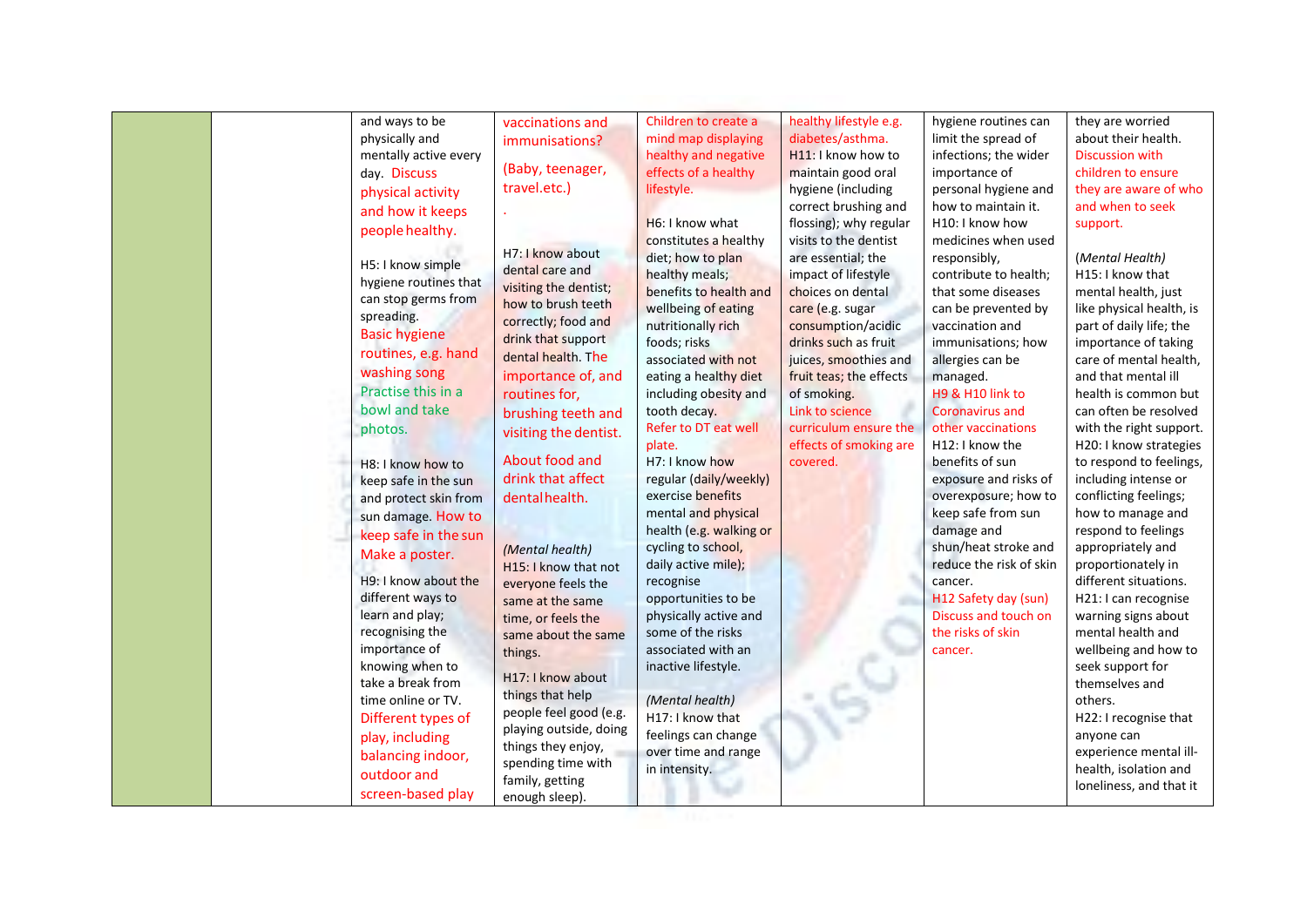|  |  |  |  |  |  |  |  |
|---|---|---|---|---|---|---|---|
|  |  | and ways to be physically and mentally active every day. Discuss physical activity and how it keeps people healthy.<br><br>H5: I know simple hygiene routines that can stop germs from spreading. Basic hygiene routines, e.g. hand washing song Practise this in a bowl and take photos.<br><br>H8: I know how to keep safe in the sun and protect skin from sun damage. How to keep safe in the sun Make a poster.<br>H9: I know about the different ways to learn and play; recognising the importance of knowing when to take a break from time online or TV. Different types of play, including balancing indoor, outdoor and screen-based play | vaccinations and immunisations?<br>(Baby, teenager, travel.etc.)<br>.<br><br>H7: I know about dental care and visiting the dentist; how to brush teeth correctly; food and drink that support dental health. The importance of, and routines for, brushing teeth and visiting the dentist.<br>About food and drink that affect dental health.<br><br>*(Mental health)*<br>H15: I know that not everyone feels the same at the same time, or feels the same about the same things.<br>H17: I know about things that help people feel good (e.g. playing outside, doing things they enjoy, spending time with family, getting enough sleep). | Children to create a mind map displaying healthy and negative effects of a healthy lifestyle.<br><br>H6: I know what constitutes a healthy diet; how to plan healthy meals; benefits to health and wellbeing of eating nutritionally rich foods; risks associated with not eating a healthy diet including obesity and tooth decay.<br>Refer to DT eat well plate.<br>H7: I know how regular (daily/weekly) exercise benefits mental and physical health (e.g. walking or cycling to school, daily active mile); recognise opportunities to be physically active and some of the risks associated with an inactive lifestyle.<br><br>*(Mental health)*<br>H17: I know that feelings can change over time and range in intensity. | healthy lifestyle e.g. diabetes/asthma.<br>H11: I know how to maintain good oral hygiene (including correct brushing and flossing); why regular visits to the dentist are essential; the impact of lifestyle choices on dental care (e.g. sugar consumption/acidic drinks such as fruit juices, smoothies and fruit teas; the effects of smoking.<br>Link to science curriculum ensure the effects of smoking are covered. | hygiene routines can limit the spread of infections; the wider importance of personal hygiene and how to maintain it.<br>H10: I know how medicines when used responsibly, contribute to health; that some diseases can be prevented by vaccination and immunisations; how allergies can be managed.<br>H9 & H10 link to Coronavirus and other vaccinations<br>H12: I know the benefits of sun exposure and risks of overexposure; how to keep safe from sun damage and shun/heat stroke and reduce the risk of skin cancer.<br>H12 Safety day (sun) Discuss and touch on the risks of skin cancer. | they are worried about their health. Discussion with children to ensure they are aware of who and when to seek support.<br><br>*(Mental Health)*<br>H15: I know that mental health, just like physical health, is part of daily life; the importance of taking care of mental health, and that mental ill health is common but can often be resolved with the right support.<br>H20: I know strategies to respond to feelings, including intense or conflicting feelings; how to manage and respond to feelings appropriately and proportionately in different situations.<br>H21: I can recognise warning signs about mental health and wellbeing and how to seek support for themselves and others.<br>H22: I recognise that anyone can experience mental ill-health, isolation and loneliness, and that it |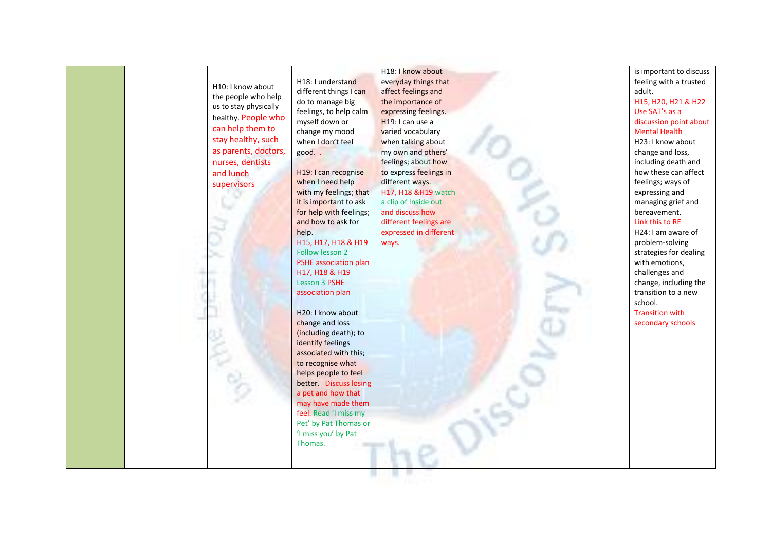|  |  |  |  |  |  |  |  |
|---|---|---|---|---|---|---|---|
|  |  | H10: I know about the people who help us to stay physically healthy. People who can help them to stay healthy, such as parents, doctors, nurses, dentists and lunch supervisors | H18: I understand different things I can do to manage big feelings, to help calm myself down or change my mood when I don't feel good. .<br><br>H19: I can recognise when I need help with my feelings; that it is important to ask for help with feelings; and how to ask for help.<br>H15, H17, H18 & H19 Follow lesson 2 PSHE association plan<br>H17, H18 & H19 Lesson 3 PSHE association plan<br><br>H20: I know about change and loss (including death); to identify feelings associated with this; to recognise what helps people to feel better. Discuss losing a pet and how that may have made them feel. Read 'I miss my Pet' by Pat Thomas or 'I miss you' by Pat Thomas. | H18: I know about everyday things that affect feelings and the importance of expressing feelings.<br>H19: I can use a varied vocabulary when talking about my own and others' feelings; about how to express feelings in different ways.<br>H17, H18 &H19 watch a clip of Inside out and discuss how different feelings are expressed in different ways. |  |  | is important to discuss feeling with a trusted adult.<br>H15, H20, H21 & H22 Use SAT's as a discussion point about Mental Health<br>H23: I know about change and loss, including death and how these can affect feelings; ways of expressing and managing grief and bereavement.<br>Link this to RE<br>H24: I am aware of problem-solving strategies for dealing with emotions, challenges and change, including the transition to a new school.<br>Transition with secondary schools |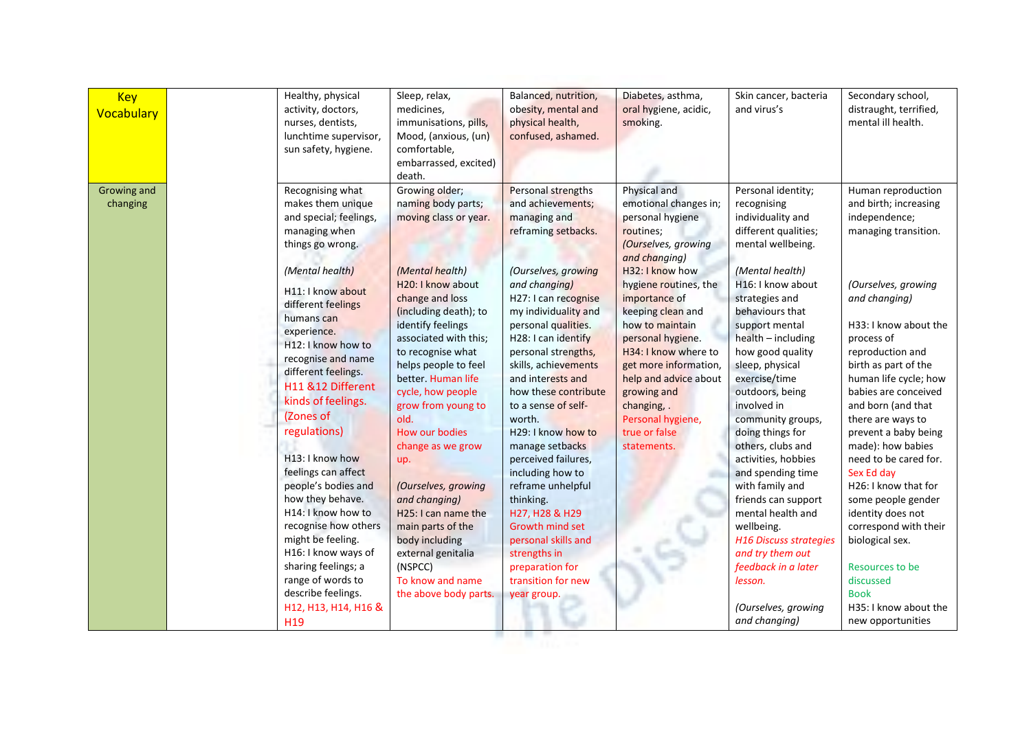| Key Vocabulary | | Healthy, physical activity, doctors, nurses, dentists, lunchtime supervisor, sun safety, hygiene. | Sleep, relax, medicines, immunisations, pills, Mood, (anxious, (un) comfortable, embarrassed, excited) death. | Balanced, nutrition, obesity, mental and physical health, confused, ashamed. | Diabetes, asthma, oral hygiene, acidic, smoking. | Skin cancer, bacteria and virus's | Secondary school, distraught, terrified, mental ill health. |
|---|---|---|---|---|---|---|---|
| Growing and changing | | Recognising what makes them unique and special; feelings, managing when things go wrong.<br><br>*(Mental health)*<br>H11: I know about different feelings humans can experience.<br>H12: I know how to recognise and name different feelings.<br>H11 &12 Different kinds of feelings. (Zones of regulations)<br><br>H13: I know how feelings can affect people's bodies and how they behave.<br>H14: I know how to recognise how others might be feeling.<br>H16: I know ways of sharing feelings; a range of words to describe feelings.<br>H12, H13, H14, H16 & H19 | Growing older; naming body parts; moving class or year.<br><br>*(Mental health)*<br>H20: I know about change and loss (including death); to identify feelings associated with this; to recognise what helps people to feel better. Human life cycle, how people grow from young to old.<br>How our bodies change as we grow up.<br><br>*(Ourselves, growing and changing)*<br>H25: I can name the main parts of the body including external genitalia (NSPCC)<br>To know and name the above body parts. | Personal strengths and achievements; managing and reframing setbacks.<br><br>*(Ourselves, growing and changing)*<br>H27: I can recognise my individuality and personal qualities.<br>H28: I can identify personal strengths, skills, achievements and interests and how these contribute to a sense of self-worth.<br>H29: I know how to manage setbacks perceived failures, including how to reframe unhelpful thinking.<br>H27, H28 & H29 Growth mind set personal skills and strengths in preparation for transition for new year group. | Physical and emotional changes in; personal hygiene routines;<br>*(Ourselves, growing and changing)*<br>H32: I know how hygiene routines, the importance of keeping clean and how to maintain personal hygiene.<br>H34: I know where to get more information, help and advice about growing and changing, .<br>Personal hygiene, true or false statements. | Personal identity; recognising individuality and different qualities; mental wellbeing.<br><br>*(Mental health)*<br>H16: I know about strategies and behaviours that support mental health – including how good quality sleep, physical exercise/time outdoors, being involved in community groups, doing things for others, clubs and activities, hobbies and spending time with family and friends can support mental health and wellbeing.<br>*H16 Discuss strategies and try them out feedback in a later lesson.*<br><br>*(Ourselves, growing and changing)* | Human reproduction and birth; increasing independence; managing transition.<br><br>*(Ourselves, growing and changing)*<br><br>H33: I know about the process of reproduction and birth as part of the human life cycle; how babies are conceived and born (and that there are ways to prevent a baby being made): how babies need to be cared for.<br>Sex Ed day<br>H26: I know that for some people gender identity does not correspond with their biological sex.<br><br>Resources to be discussed<br>Book<br>H35: I know about the new opportunities |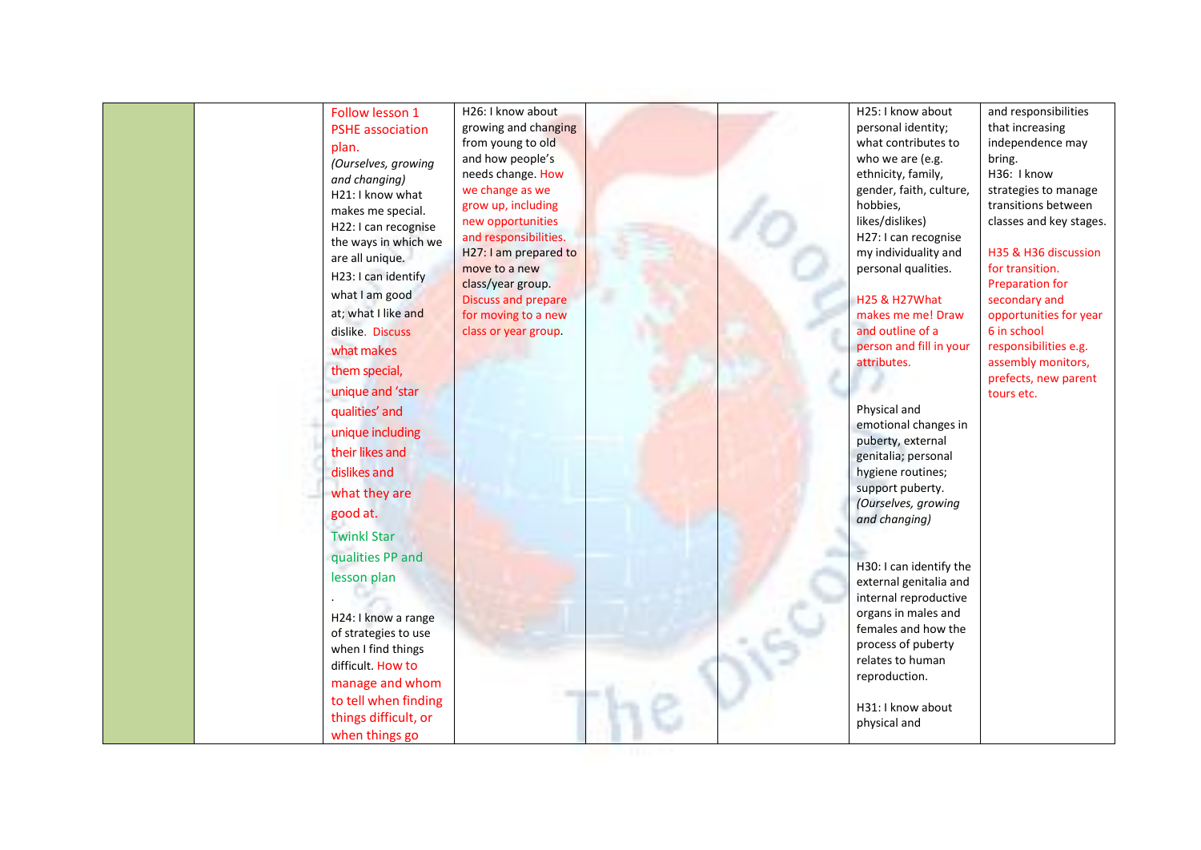|  |  |  |  |  |  |  |  |
|---|---|---|---|---|---|---|---|
|  |  | Follow lesson 1 PSHE association plan. *(Ourselves, growing and changing)* H21: I know what makes me special. H22: I can recognise the ways in which we are all unique. H23: I can identify what I am good at; what I like and dislike. Discuss what makes them special, unique and 'star qualities' and unique including their likes and dislikes and what they are good at. Twinkl Star qualities PP and lesson plan . H24: I know a range of strategies to use when I find things difficult. How to manage and whom to tell when finding things difficult, or when things go | H26: I know about growing and changing from young to old and how people's needs change. How we change as we grow up, including new opportunities and responsibilities. H27: I am prepared to move to a new class/year group. Discuss and prepare for moving to a new class or year group. |  |  | H25: I know about personal identity; what contributes to who we are (e.g. ethnicity, family, gender, faith, culture, hobbies, likes/dislikes) H27: I can recognise my individuality and personal qualities. H25 & H27What makes me me! Draw and outline of a person and fill in your attributes. Physical and emotional changes in puberty, external genitalia; personal hygiene routines; support puberty. *(Ourselves, growing and changing)* H30: I can identify the external genitalia and internal reproductive organs in males and females and how the process of puberty relates to human reproduction. H31: I know about physical and | and responsibilities that increasing independence may bring. H36: I know strategies to manage transitions between classes and key stages. H35 & H36 discussion for transition. Preparation for secondary and opportunities for year 6 in school responsibilities e.g. assembly monitors, prefects, new parent tours etc. |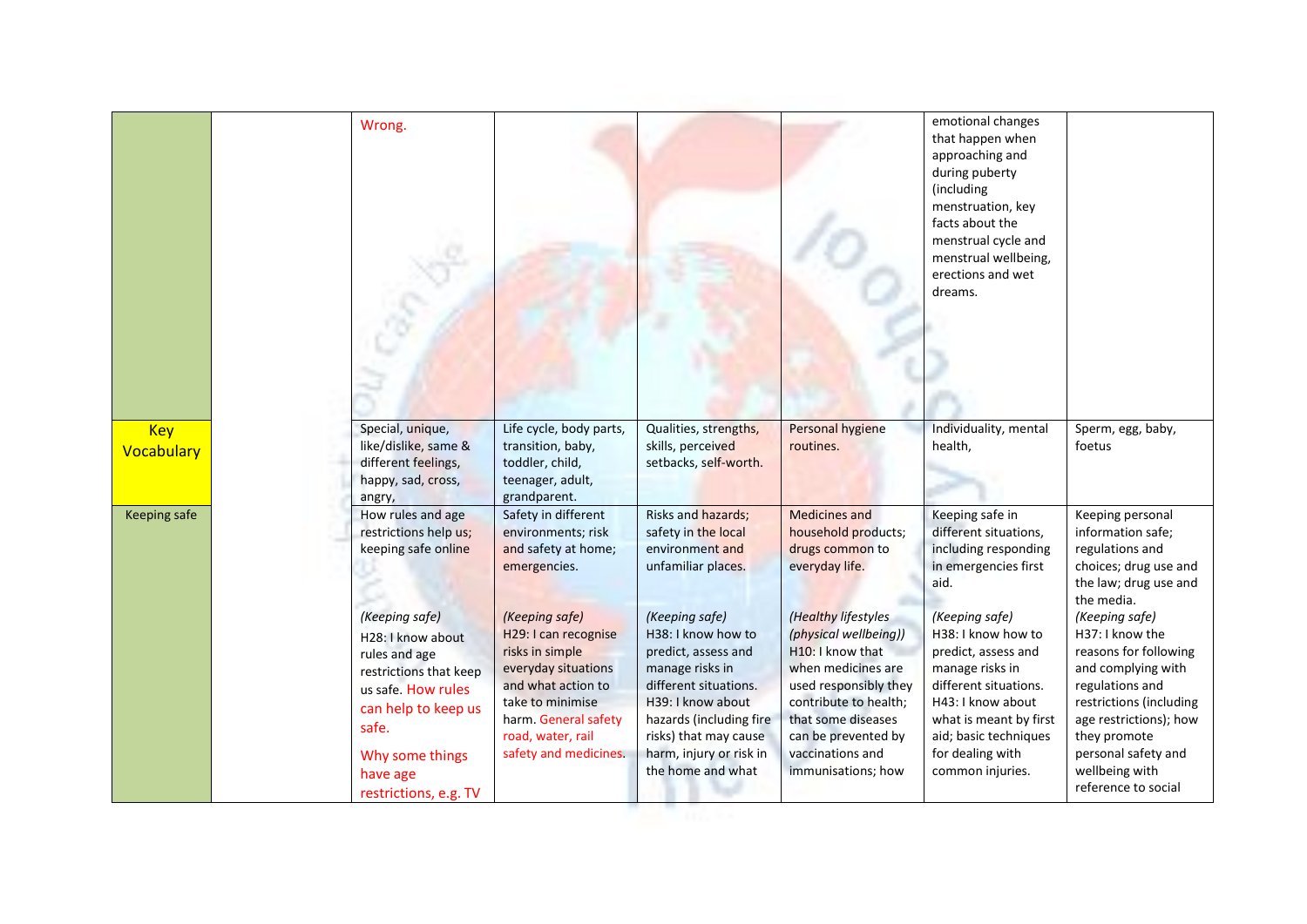| | | | | | | | |
|---|---|---|---|---|---|---|---|
| | | Wrong. | | | | emotional changes that happen when approaching and during puberty (including menstruation, key facts about the menstrual cycle and menstrual wellbeing, erections and wet dreams. | |
| Key Vocabulary | | Special, unique, like/dislike, same & different feelings, happy, sad, cross, angry, | Life cycle, body parts, transition, baby, toddler, child, teenager, adult, grandparent. | Qualities, strengths, skills, perceived setbacks, self-worth. | Personal hygiene routines. | Individuality, mental health, | Sperm, egg, baby, foetus |
| Keeping safe | | How rules and age restrictions help us; keeping safe online<br><br>*(Keeping safe)*<br>H28: I know about rules and age restrictions that keep us safe. How rules can help to keep us safe.<br>Why some things have age restrictions, e.g. TV | Safety in different environments; risk and safety at home; emergencies.<br><br>*(Keeping safe)*<br>H29: I can recognise risks in simple everyday situations and what action to take to minimise harm. General safety road, water, rail safety and medicines. | Risks and hazards; safety in the local environment and unfamiliar places.<br><br>*(Keeping safe)*<br>H38: I know how to predict, assess and manage risks in different situations.<br>H39: I know about hazards (including fire risks) that may cause harm, injury or risk in the home and what | Medicines and household products; drugs common to everyday life.<br><br>*(Healthy lifestyles (physical wellbeing))*<br>H10: I know that when medicines are used responsibly they contribute to health; that some diseases can be prevented by vaccinations and immunisations; how | Keeping safe in different situations, including responding in emergencies first aid.<br><br>*(Keeping safe)*<br>H38: I know how to predict, assess and manage risks in different situations.<br>H43: I know about what is meant by first aid; basic techniques for dealing with common injuries. | Keeping personal information safe; regulations and choices; drug use and the law; drug use and the media.<br>*(Keeping safe)*<br>H37: I know the reasons for following and complying with regulations and restrictions (including age restrictions); how they promote personal safety and wellbeing with reference to social |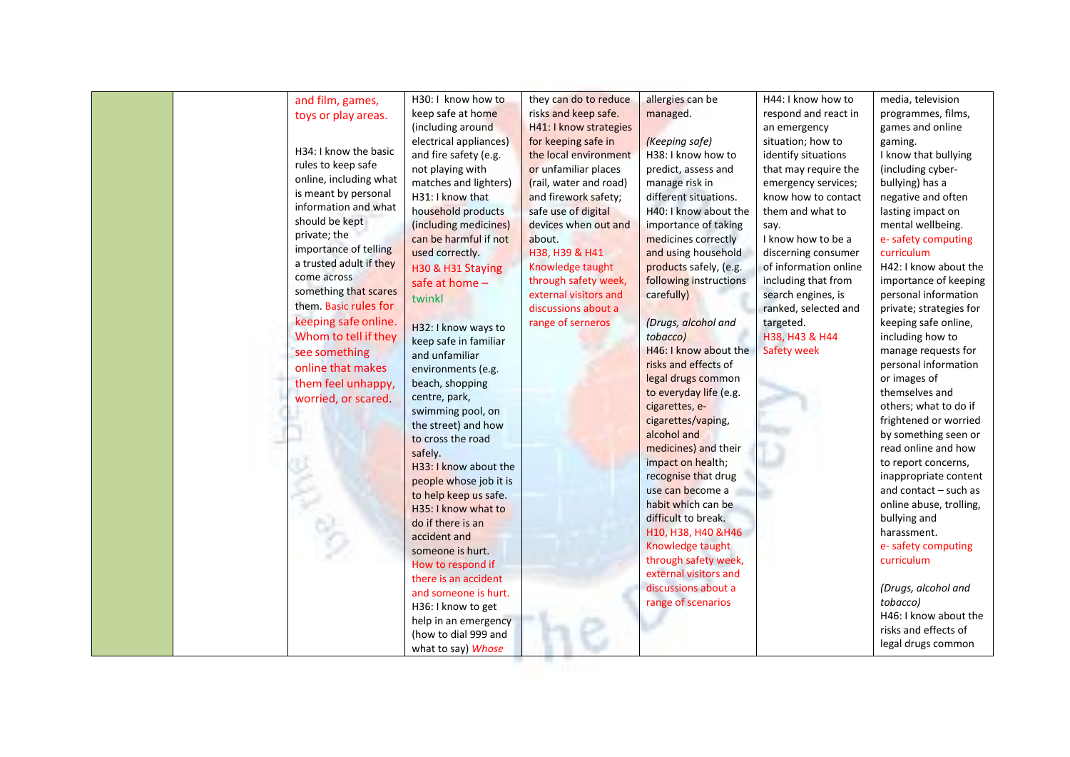| | | | | | | | |
|---|---|---|---|---|---|---|---|
| | | and film, games, toys or play areas.<br><br>H34: I know the basic rules to keep safe online, including what is meant by personal information and what should be kept private; the importance of telling a trusted adult if they come across something that scares them. Basic rules for keeping safe online. Whom to tell if they see something online that makes them feel unhappy, worried, or scared. | H30: I know how to keep safe at home (including around electrical appliances) and fire safety (e.g. not playing with matches and lighters)<br>H31: I know that household products (including medicines) can be harmful if not used correctly.<br>H30 & H31 Staying safe at home – twinkl<br><br>H32: I know ways to keep safe in familiar and unfamiliar environments (e.g. beach, shopping centre, park, swimming pool, on the street) and how to cross the road safely.<br>H33: I know about the people whose job it is to help keep us safe.<br>H35: I know what to do if there is an accident and someone is hurt.<br>How to respond if there is an accident and someone is hurt.<br>H36: I know to get help in an emergency (how to dial 999 and what to say) *Whose* | they can do to reduce risks and keep safe.<br>H41: I know strategies for keeping safe in the local environment or unfamiliar places (rail, water and road) and firework safety; safe use of digital devices when out and about.<br>H38, H39 & H41 Knowledge taught through safety week, external visitors and discussions about a range of serneros | allergies can be managed.<br><br>*(Keeping safe)*<br>H38: I know how to predict, assess and manage risk in different situations.<br>H40: I know about the importance of taking medicines correctly and using household products safely, (e.g. following instructions carefully)<br><br>*(Drugs, alcohol and tobacco)*<br>H46: I know about the risks and effects of legal drugs common to everyday life (e.g. cigarettes, e-cigarettes/vaping, alcohol and medicines) and their impact on health; recognise that drug use can become a habit which can be difficult to break.<br>H10, H38, H40 &H46 Knowledge taught through safety week, external visitors and discussions about a range of scenarios | H44: I know how to respond and react in an emergency situation; how to identify situations that may require the emergency services; know how to contact them and what to say.<br>I know how to be a discerning consumer of information online including that from search engines, is ranked, selected and targeted.<br>H38, H43 & H44 Safety week | media, television programmes, films, games and online gaming.<br>I know that bullying (including cyber-bullying) has a negative and often lasting impact on mental wellbeing.<br>e- safety computing curriculum<br>H42: I know about the importance of keeping personal information private; strategies for keeping safe online, including how to manage requests for personal information or images of themselves and others; what to do if frightened or worried by something seen or read online and how to report concerns, inappropriate content and contact – such as online abuse, trolling, bullying and harassment.<br>e- safety computing curriculum<br><br>*(Drugs, alcohol and tobacco)*<br>H46: I know about the risks and effects of legal drugs common |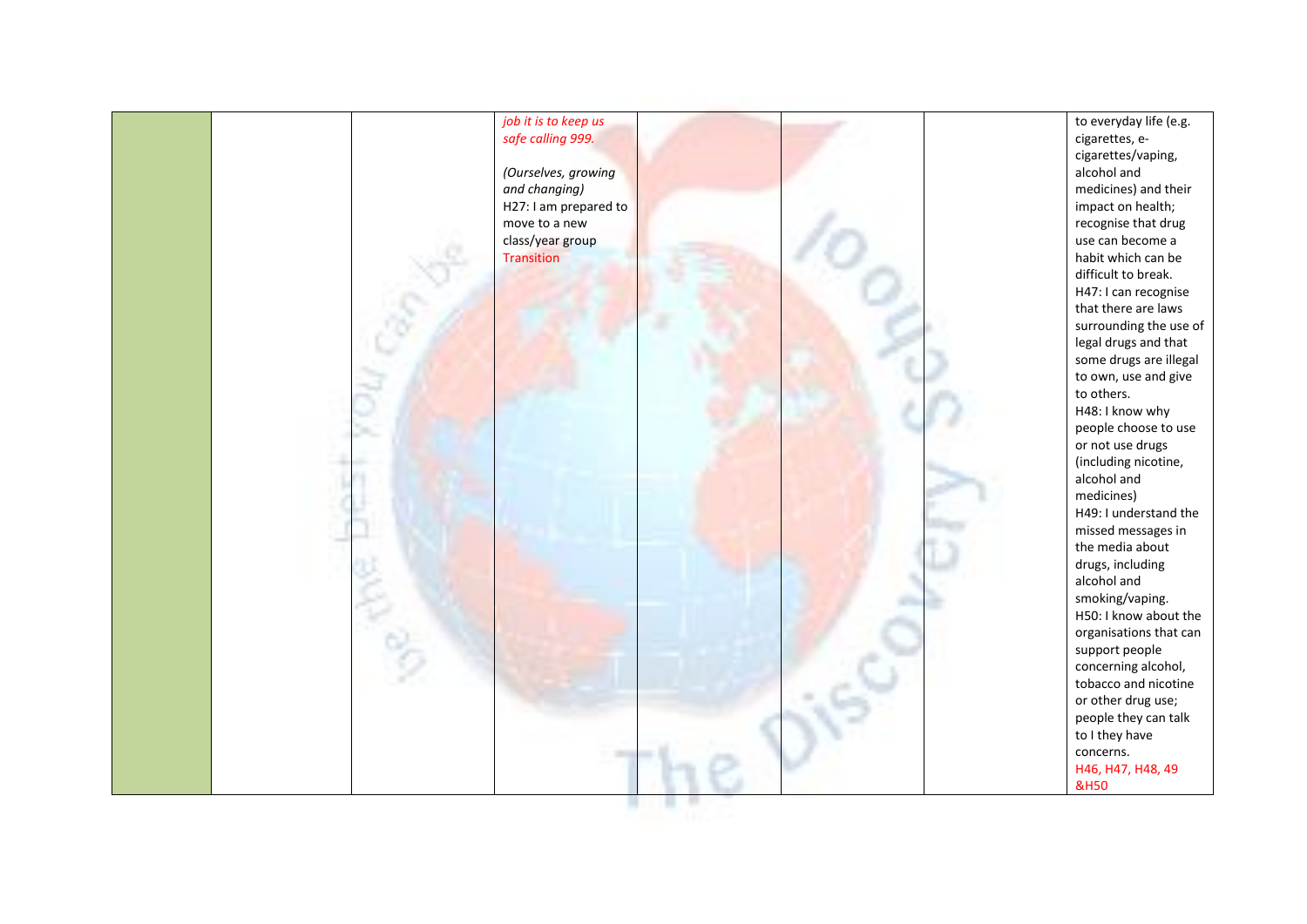|  |  |  |  |  |  |  |  |
|---|---|---|---|---|---|---|---|
|  |  |  | *job it is to keep us safe calling 999.*<br><br>*(Ourselves, growing and changing)*<br>H27: I am prepared to move to a new class/year group<br>Transition |  |  |  | to everyday life (e.g. cigarettes, e-cigarettes/vaping, alcohol and medicines) and their impact on health; recognise that drug use can become a habit which can be difficult to break.<br>H47: I can recognise that there are laws surrounding the use of legal drugs and that some drugs are illegal to own, use and give to others.<br>H48: I know why people choose to use or not use drugs (including nicotine, alcohol and medicines)<br>H49: I understand the missed messages in the media about drugs, including alcohol and smoking/vaping.<br>H50: I know about the organisations that can support people concerning alcohol, tobacco and nicotine or other drug use; people they can talk to I they have concerns.<br>H46, H47, H48, 49 &H50 |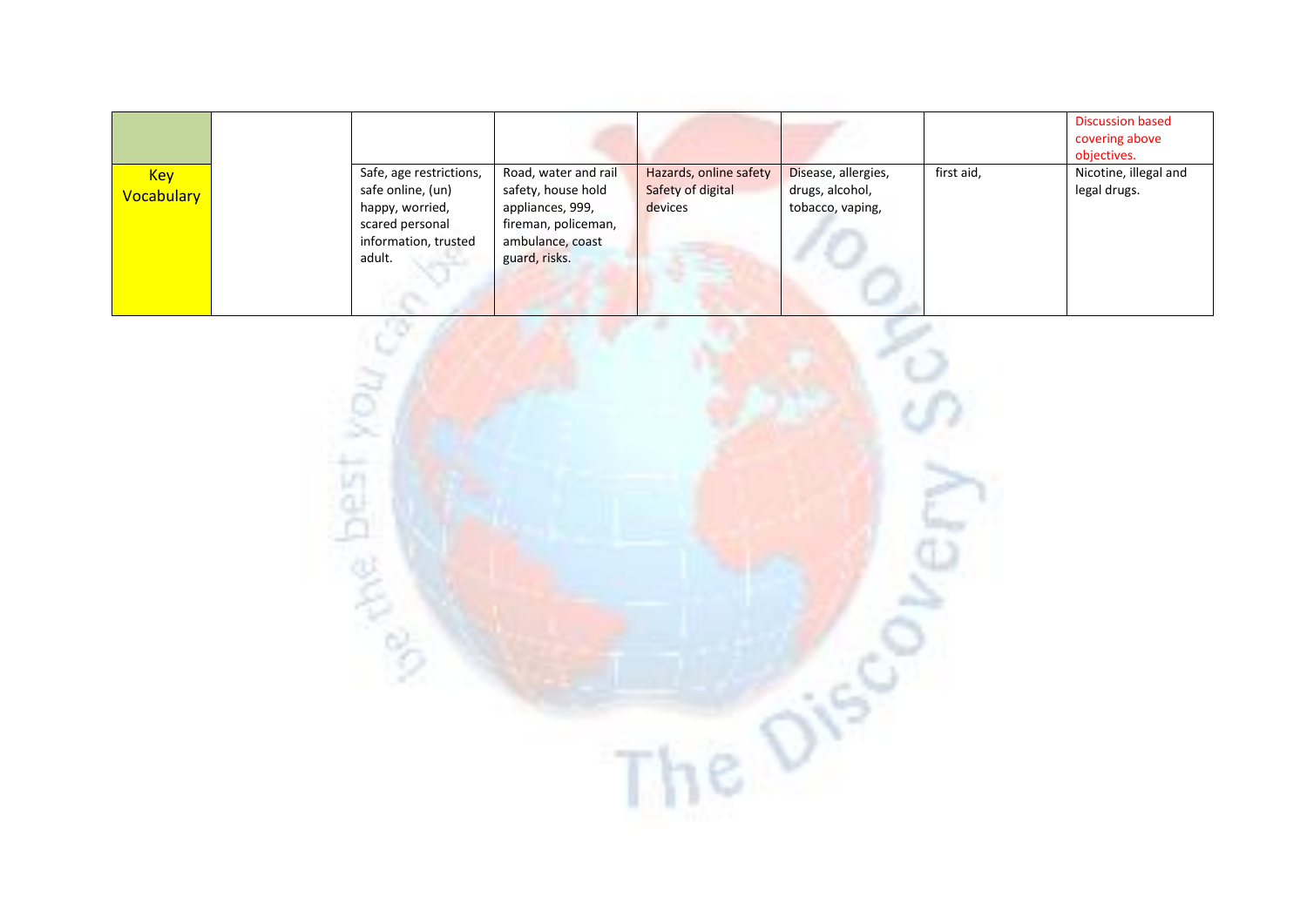| | | | | | | | |
|---|---|---|---|---|---|---|---|
| | | | | | | | Discussion based covering above objectives. |
| Key Vocabulary | | Safe, age restrictions, safe online, (un) happy, worried, scared personal information, trusted adult. | Road, water and rail safety, house hold appliances, 999, fireman, policeman, ambulance, coast guard, risks. | Hazards, online safety Safety of digital devices | Disease, allergies, drugs, alcohol, tobacco, vaping, | first aid, | Nicotine, illegal and legal drugs. |